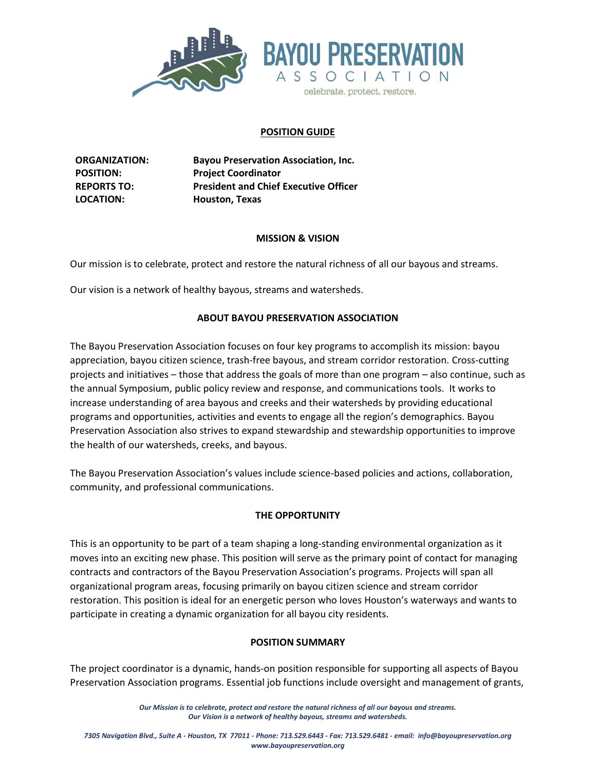# POSITION GUIDE

| | |
|---|---|
| **ORGANIZATION:** | **Bayou Preservation Association, Inc.** |
| **POSITION:** | **Project Coordinator** |
| **REPORTS TO:** | **President and Chief Executive Officer** |
| **LOCATION:** | **Houston, Texas** |

## MISSION & VISION

Our mission is to celebrate, protect and restore the natural richness of all our bayous and streams.

Our vision is a network of healthy bayous, streams and watersheds.

## ABOUT BAYOU PRESERVATION ASSOCIATION

The Bayou Preservation Association focuses on four key programs to accomplish its mission: bayou appreciation, bayou citizen science, trash-free bayous, and stream corridor restoration. Cross-cutting projects and initiatives – those that address the goals of more than one program – also continue, such as the annual Symposium, public policy review and response, and communications tools. It works to increase understanding of area bayous and creeks and their watersheds by providing educational programs and opportunities, activities and events to engage all the region's demographics. Bayou Preservation Association also strives to expand stewardship and stewardship opportunities to improve the health of our watersheds, creeks, and bayous.

The Bayou Preservation Association's values include science-based policies and actions, collaboration, community, and professional communications.

## THE OPPORTUNITY

This is an opportunity to be part of a team shaping a long-standing environmental organization as it moves into an exciting new phase. This position will serve as the primary point of contact for managing contracts and contractors of the Bayou Preservation Association's programs. Projects will span all organizational program areas, focusing primarily on bayou citizen science and stream corridor restoration. This position is ideal for an energetic person who loves Houston's waterways and wants to participate in creating a dynamic organization for all bayou city residents.

## POSITION SUMMARY

The project coordinator is a dynamic, hands-on position responsible for supporting all aspects of Bayou Preservation Association programs. Essential job functions include oversight and management of grants,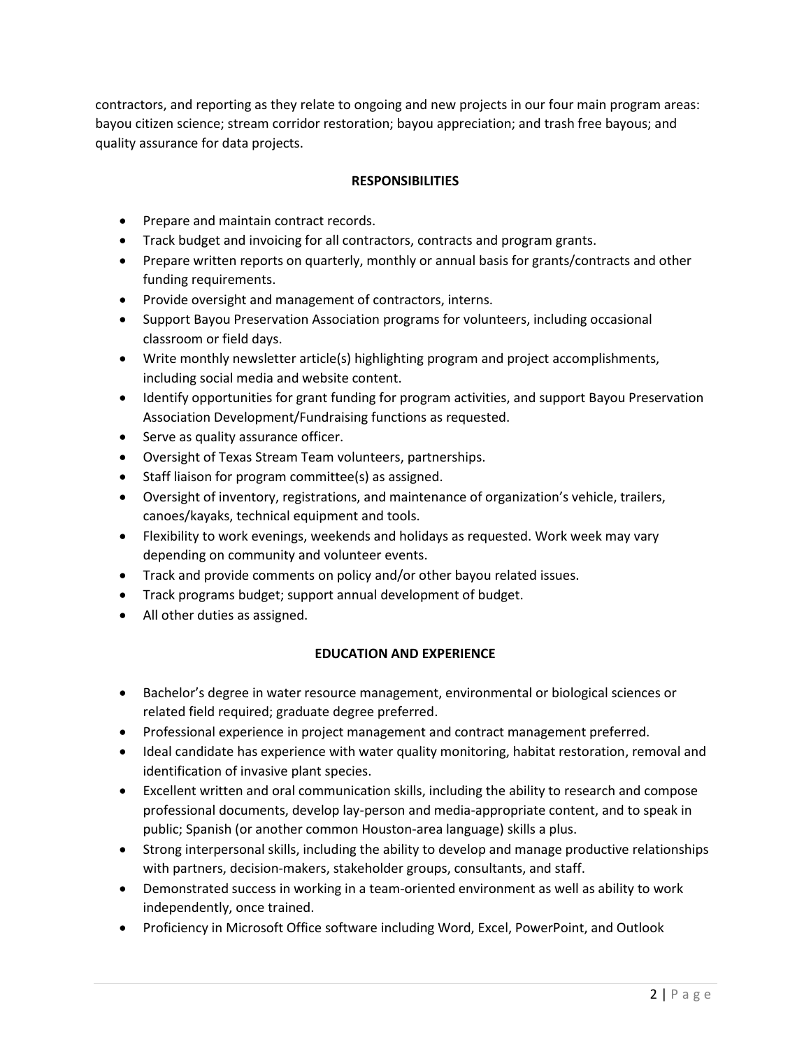contractors, and reporting as they relate to ongoing and new projects in our four main program areas: bayou citizen science; stream corridor restoration; bayou appreciation; and trash free bayous; and quality assurance for data projects.

## RESPONSIBILITIES

- Prepare and maintain contract records.
- Track budget and invoicing for all contractors, contracts and program grants.
- Prepare written reports on quarterly, monthly or annual basis for grants/contracts and other funding requirements.
- Provide oversight and management of contractors, interns.
- Support Bayou Preservation Association programs for volunteers, including occasional classroom or field days.
- Write monthly newsletter article(s) highlighting program and project accomplishments, including social media and website content.
- Identify opportunities for grant funding for program activities, and support Bayou Preservation Association Development/Fundraising functions as requested.
- Serve as quality assurance officer.
- Oversight of Texas Stream Team volunteers, partnerships.
- Staff liaison for program committee(s) as assigned.
- Oversight of inventory, registrations, and maintenance of organization's vehicle, trailers, canoes/kayaks, technical equipment and tools.
- Flexibility to work evenings, weekends and holidays as requested. Work week may vary depending on community and volunteer events.
- Track and provide comments on policy and/or other bayou related issues.
- Track programs budget; support annual development of budget.
- All other duties as assigned.

## EDUCATION AND EXPERIENCE

- Bachelor's degree in water resource management, environmental or biological sciences or related field required; graduate degree preferred.
- Professional experience in project management and contract management preferred.
- Ideal candidate has experience with water quality monitoring, habitat restoration, removal and identification of invasive plant species.
- Excellent written and oral communication skills, including the ability to research and compose professional documents, develop lay-person and media-appropriate content, and to speak in public; Spanish (or another common Houston-area language) skills a plus.
- Strong interpersonal skills, including the ability to develop and manage productive relationships with partners, decision-makers, stakeholder groups, consultants, and staff.
- Demonstrated success in working in a team-oriented environment as well as ability to work independently, once trained.
- Proficiency in Microsoft Office software including Word, Excel, PowerPoint, and Outlook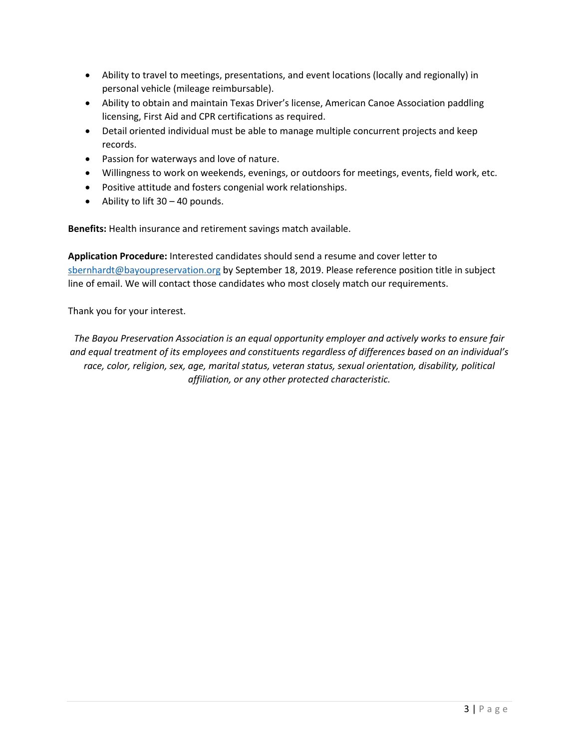- Ability to travel to meetings, presentations, and event locations (locally and regionally) in personal vehicle (mileage reimbursable).
- Ability to obtain and maintain Texas Driver's license, American Canoe Association paddling licensing, First Aid and CPR certifications as required.
- Detail oriented individual must be able to manage multiple concurrent projects and keep records.
- Passion for waterways and love of nature.
- Willingness to work on weekends, evenings, or outdoors for meetings, events, field work, etc.
- Positive attitude and fosters congenial work relationships.
- Ability to lift 30 – 40 pounds.

**Benefits:** Health insurance and retirement savings match available.

**Application Procedure:** Interested candidates should send a resume and cover letter to sbernhardt@bayoupreservation.org by September 18, 2019. Please reference position title in subject line of email. We will contact those candidates who most closely match our requirements.

Thank you for your interest.

*The Bayou Preservation Association is an equal opportunity employer and actively works to ensure fair and equal treatment of its employees and constituents regardless of differences based on an individual's race, color, religion, sex, age, marital status, veteran status, sexual orientation, disability, political affiliation, or any other protected characteristic.*